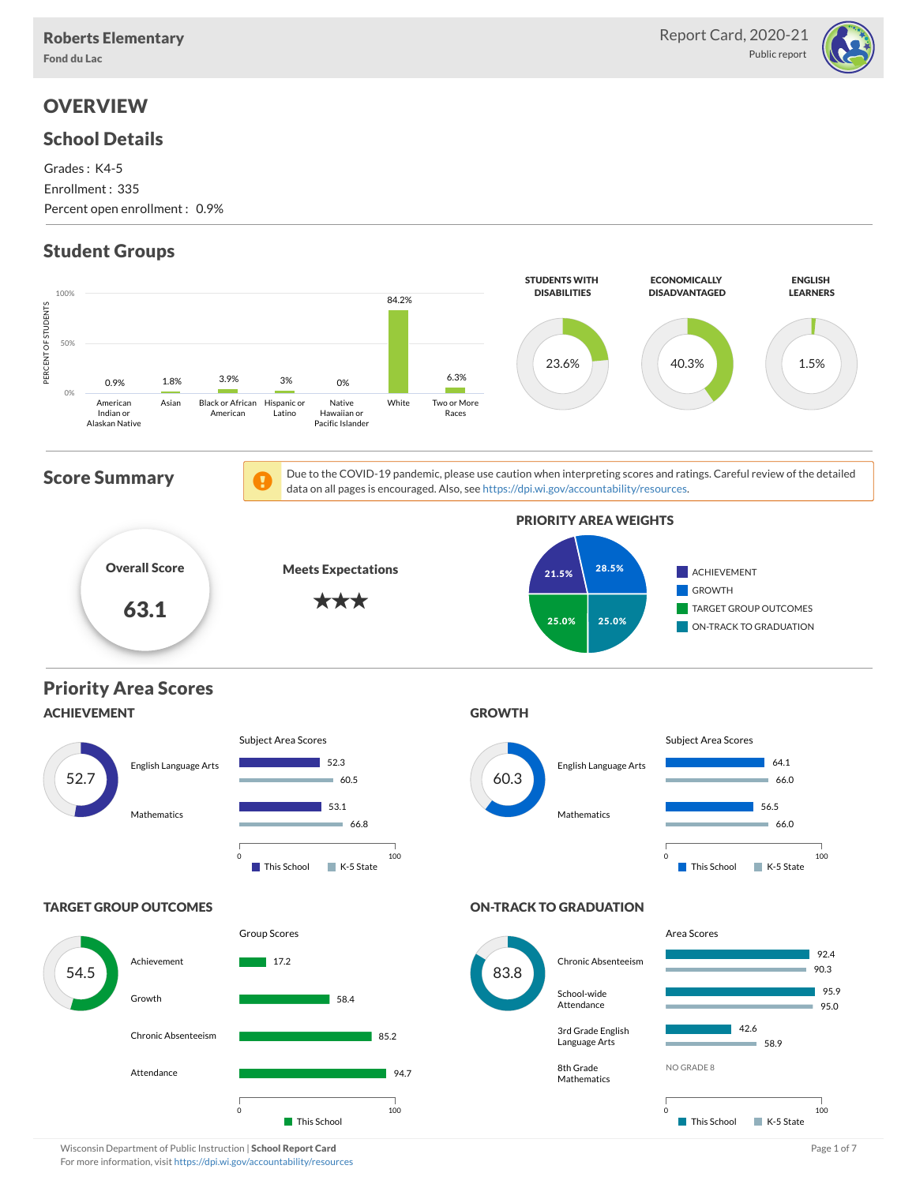Roberts Elementary
Fond du Lac

Report Card, 2020-21
Public report

# OVERVIEW

## School Details

Grades : K4-5
Enrollment : 335
Percent open enrollment : 0.9%

## Student Groups

PERCENT OF STUDENTS
100%
50%
0%

0.9% American Indian or Alaskan Native
1.8% Asian
3.9% Black or African American
3% Hispanic or Latino
0% Native Hawaiian or Pacific Islander
84.2% White
6.3% Two or More Races

STUDENTS WITH DISABILITIES
23.6%

ECONOMICALLY DISADVANTAGED
40.3%

ENGLISH LEARNERS
1.5%

## Score Summary

Due to the COVID-19 pandemic, please use caution when interpreting scores and ratings. Careful review of the detailed data on all pages is encouraged. Also, see https://dpi.wi.gov/accountability/resources.

Overall Score
63.1

Meets Expectations
★★★

PRIORITY AREA WEIGHTS

21.5%
28.5%
25.0%
25.0%

ACHIEVEMENT
GROWTH
TARGET GROUP OUTCOMES
ON-TRACK TO GRADUATION

## Priority Area Scores

### ACHIEVEMENT

52.7

Subject Area Scores

English Language Arts
52.3
60.5

Mathematics
53.1
66.8

0
100
This School
K-5 State

### GROWTH

60.3

Subject Area Scores

English Language Arts
64.1
66.0

Mathematics
56.5
66.0

0
100
This School
K-5 State

### TARGET GROUP OUTCOMES

54.5

Group Scores

Achievement
17.2

Growth
58.4

Chronic Absenteeism
85.2

Attendance
94.7

0
100
This School

### ON-TRACK TO GRADUATION

83.8

Area Scores

Chronic Absenteeism
92.4
90.3

School-wide Attendance
95.9
95.0

3rd Grade English Language Arts
42.6
58.9

8th Grade Mathematics
NO GRADE 8

0
100
This School
K-5 State

Wisconsin Department of Public Instruction | School Report Card
For more information, visit https://dpi.wi.gov/accountability/resources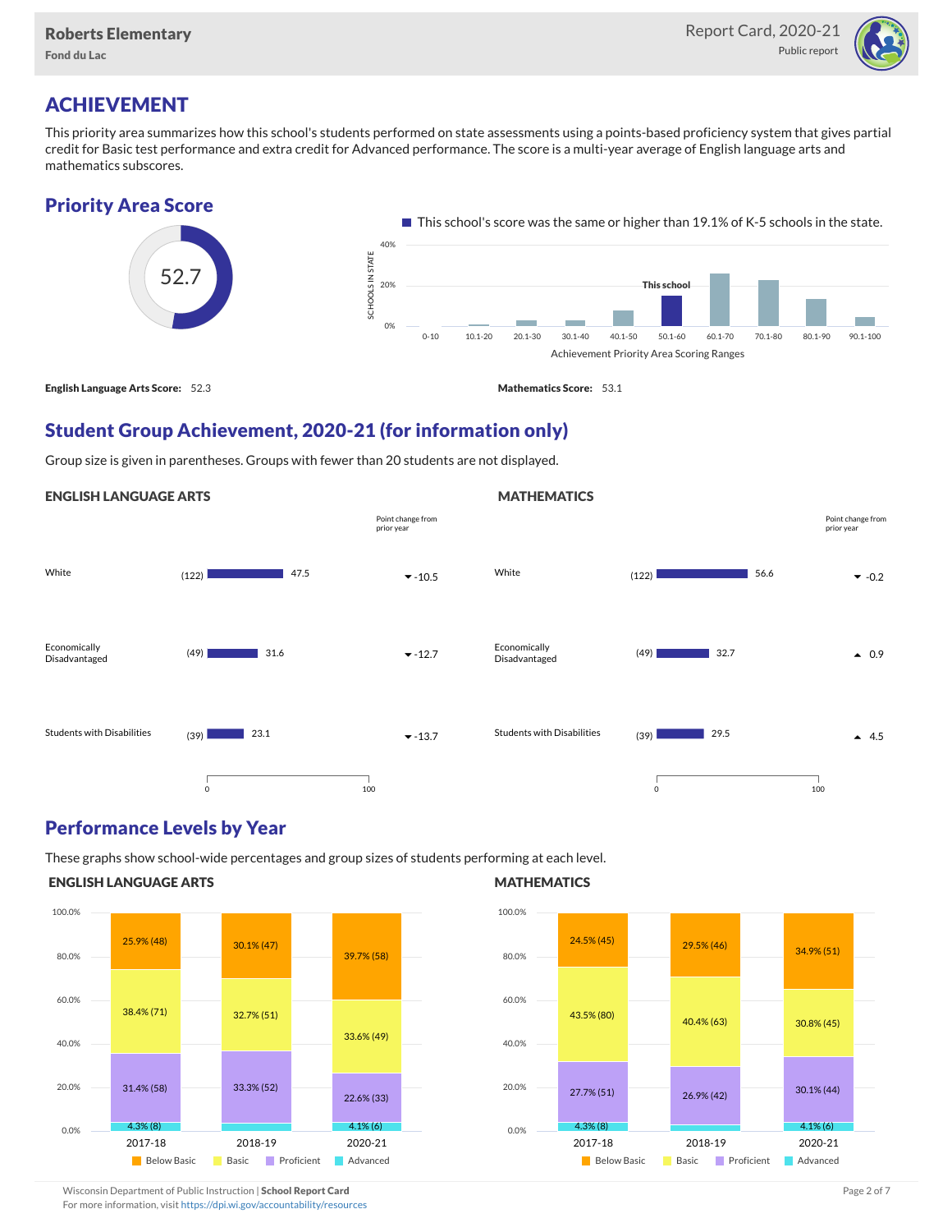# ACHIEVEMENT

This priority area summarizes how this school's students performed on state assessments using a points-based proficiency system that gives partial credit for Basic test performance and extra credit for Advanced performance. The score is a multi-year average of English language arts and mathematics subscores.

## Priority Area Score

52.7

This school's score was the same or higher than 19.1% of K-5 schools in the state.

SCHOOLS IN STATE

40%
20%
0%

This school

0-10
10.1-20
20.1-30
30.1-40
40.1-50
50.1-60
60.1-70
70.1-80
80.1-90
90.1-100

Achievement Priority Area Scoring Ranges

**English Language Arts Score:** 52.3

**Mathematics Score:** 53.1

## Student Group Achievement, 2020-21 (for information only)

Group size is given in parentheses. Groups with fewer than 20 students are not displayed.

### ENGLISH LANGUAGE ARTS

Point change from prior year

White (122) 47.5 ▼ -10.5

Economically Disadvantaged (49) 31.6 ▼ -12.7

Students with Disabilities (39) 23.1 ▼ -13.7

0
100

### MATHEMATICS

Point change from prior year

White (122) 56.6 ▼ -0.2

Economically Disadvantaged (49) 32.7 ▲ 0.9

Students with Disabilities (39) 29.5 ▲ 4.5

0
100

## Performance Levels by Year

These graphs show school-wide percentages and group sizes of students performing at each level.

### ENGLISH LANGUAGE ARTS

100.0%
80.0%
60.0%
40.0%
20.0%
0.0%

2017-18: 25.9% (48), 38.4% (71), 31.4% (58), 4.3% (8)

2018-19: 30.1% (47), 32.7% (51), 33.3% (52)

2020-21: 39.7% (58), 33.6% (49), 22.6% (33), 4.1% (6)

Below Basic | Basic | Proficient | Advanced

### MATHEMATICS

100.0%
80.0%
60.0%
40.0%
20.0%
0.0%

2017-18: 24.5% (45), 43.5% (80), 27.7% (51), 4.3% (8)

2018-19: 29.5% (46), 40.4% (63), 26.9% (42)

2020-21: 34.9% (51), 30.8% (45), 30.1% (44), 4.1% (6)

Below Basic | Basic | Proficient | Advanced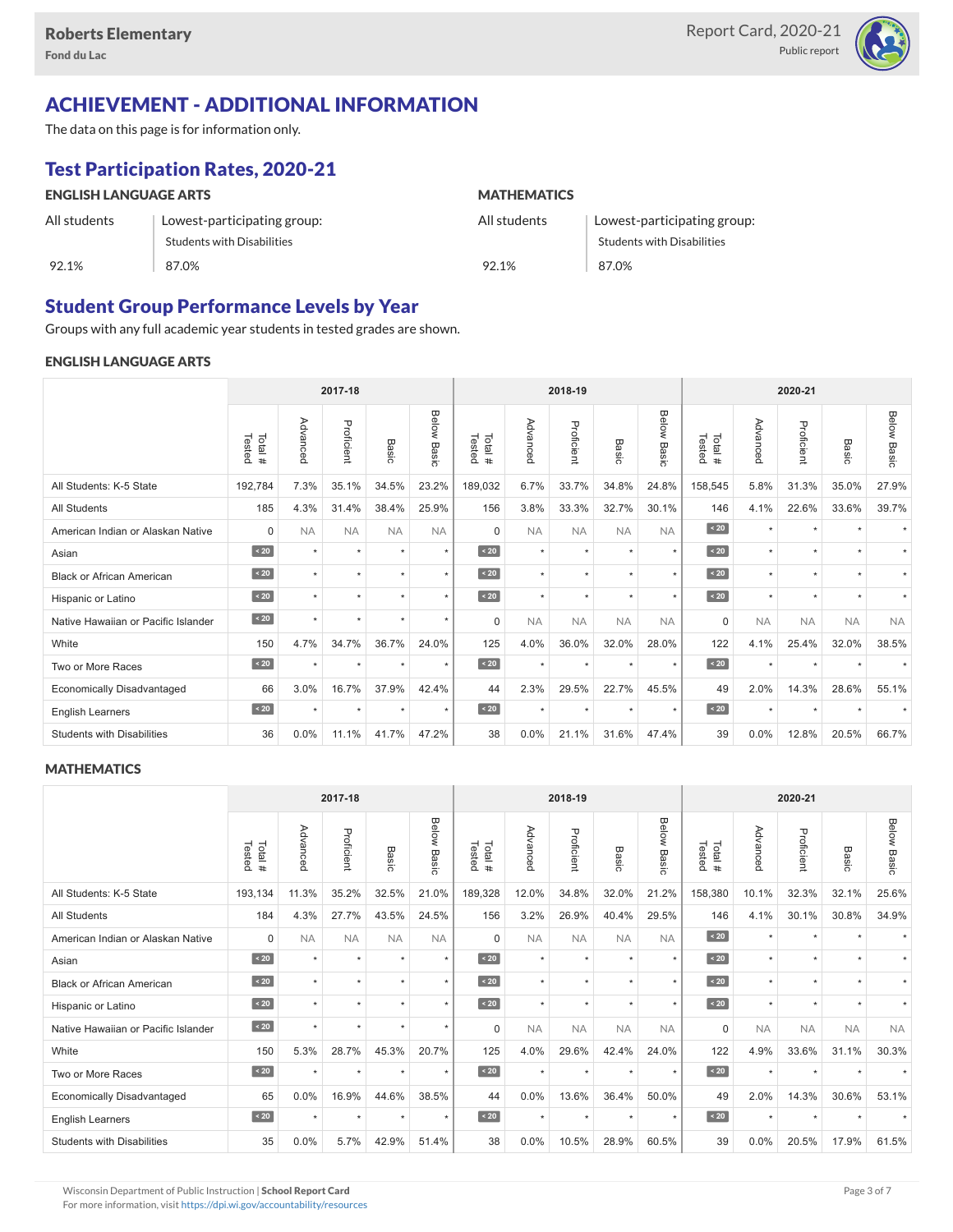# ACHIEVEMENT - ADDITIONAL INFORMATION

The data on this page is for information only.

## Test Participation Rates, 2020-21

### ENGLISH LANGUAGE ARTS

| All students | Lowest-participating group: Students with Disabilities |
|---|---|
| 92.1% | 87.0% |

### MATHEMATICS

| All students | Lowest-participating group: Students with Disabilities |
|---|---|
| 92.1% | 87.0% |

## Student Group Performance Levels by Year

Groups with any full academic year students in tested grades are shown.

### ENGLISH LANGUAGE ARTS

| | 2017-18 | | | | | 2018-19 | | | | | 2020-21 | | | | |
|---|---|---|---|---|---|---|---|---|---|---|---|---|---|---|---|
| | Total # Tested | Advanced | Proficient | Basic | Below Basic | Total # Tested | Advanced | Proficient | Basic | Below Basic | Total # Tested | Advanced | Proficient | Basic | Below Basic |
| All Students: K-5 State | 192,784 | 7.3% | 35.1% | 34.5% | 23.2% | 189,032 | 6.7% | 33.7% | 34.8% | 24.8% | 158,545 | 5.8% | 31.3% | 35.0% | 27.9% |
| All Students | 185 | 4.3% | 31.4% | 38.4% | 25.9% | 156 | 3.8% | 33.3% | 32.7% | 30.1% | 146 | 4.1% | 22.6% | 33.6% | 39.7% |
| American Indian or Alaskan Native | 0 | NA | NA | NA | NA | 0 | NA | NA | NA | NA | < 20 | * | * | * | * |
| Asian | < 20 | * | * | * | * | < 20 | * | * | * | * | < 20 | * | * | * | * |
| Black or African American | < 20 | * | * | * | * | < 20 | * | * | * | * | < 20 | * | * | * | * |
| Hispanic or Latino | < 20 | * | * | * | * | < 20 | * | * | * | * | < 20 | * | * | * | * |
| Native Hawaiian or Pacific Islander | < 20 | * | * | * | * | 0 | NA | NA | NA | NA | 0 | NA | NA | NA | NA |
| White | 150 | 4.7% | 34.7% | 36.7% | 24.0% | 125 | 4.0% | 36.0% | 32.0% | 28.0% | 122 | 4.1% | 25.4% | 32.0% | 38.5% |
| Two or More Races | < 20 | * | * | * | * | < 20 | * | * | * | * | < 20 | * | * | * | * |
| Economically Disadvantaged | 66 | 3.0% | 16.7% | 37.9% | 42.4% | 44 | 2.3% | 29.5% | 22.7% | 45.5% | 49 | 2.0% | 14.3% | 28.6% | 55.1% |
| English Learners | < 20 | * | * | * | * | < 20 | * | * | * | * | < 20 | * | * | * | * |
| Students with Disabilities | 36 | 0.0% | 11.1% | 41.7% | 47.2% | 38 | 0.0% | 21.1% | 31.6% | 47.4% | 39 | 0.0% | 12.8% | 20.5% | 66.7% |

### MATHEMATICS

| | 2017-18 | | | | | 2018-19 | | | | | 2020-21 | | | | |
|---|---|---|---|---|---|---|---|---|---|---|---|---|---|---|---|
| | Total # Tested | Advanced | Proficient | Basic | Below Basic | Total # Tested | Advanced | Proficient | Basic | Below Basic | Total # Tested | Advanced | Proficient | Basic | Below Basic |
| All Students: K-5 State | 193,134 | 11.3% | 35.2% | 32.5% | 21.0% | 189,328 | 12.0% | 34.8% | 32.0% | 21.2% | 158,380 | 10.1% | 32.3% | 32.1% | 25.6% |
| All Students | 184 | 4.3% | 27.7% | 43.5% | 24.5% | 156 | 3.2% | 26.9% | 40.4% | 29.5% | 146 | 4.1% | 30.1% | 30.8% | 34.9% |
| American Indian or Alaskan Native | 0 | NA | NA | NA | NA | 0 | NA | NA | NA | NA | < 20 | * | * | * | * |
| Asian | < 20 | * | * | * | * | < 20 | * | * | * | * | < 20 | * | * | * | * |
| Black or African American | < 20 | * | * | * | * | < 20 | * | * | * | * | < 20 | * | * | * | * |
| Hispanic or Latino | < 20 | * | * | * | * | < 20 | * | * | * | * | < 20 | * | * | * | * |
| Native Hawaiian or Pacific Islander | < 20 | * | * | * | * | 0 | NA | NA | NA | NA | 0 | NA | NA | NA | NA |
| White | 150 | 5.3% | 28.7% | 45.3% | 20.7% | 125 | 4.0% | 29.6% | 42.4% | 24.0% | 122 | 4.9% | 33.6% | 31.1% | 30.3% |
| Two or More Races | < 20 | * | * | * | * | < 20 | * | * | * | * | < 20 | * | * | * | * |
| Economically Disadvantaged | 65 | 0.0% | 16.9% | 44.6% | 38.5% | 44 | 0.0% | 13.6% | 36.4% | 50.0% | 49 | 2.0% | 14.3% | 30.6% | 53.1% |
| English Learners | < 20 | * | * | * | * | < 20 | * | * | * | * | < 20 | * | * | * | * |
| Students with Disabilities | 35 | 0.0% | 5.7% | 42.9% | 51.4% | 38 | 0.0% | 10.5% | 28.9% | 60.5% | 39 | 0.0% | 20.5% | 17.9% | 61.5% |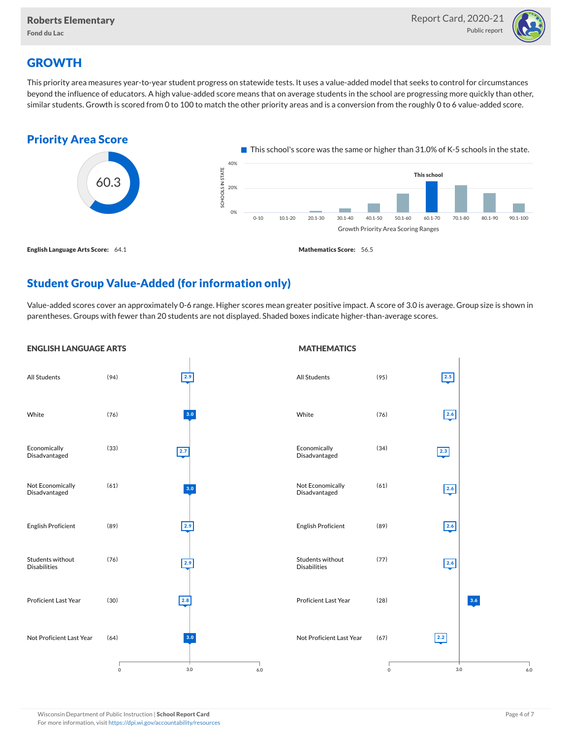Roberts Elementary
Fond du Lac

Report Card, 2020-21
Public report

## GROWTH

This priority area measures year-to-year student progress on statewide tests. It uses a value-added model that seeks to control for circumstances beyond the influence of educators. A high value-added score means that on average students in the school are progressing more quickly than other, similar students. Growth is scored from 0 to 100 to match the other priority areas and is a conversion from the roughly 0 to 6 value-added score.

### Priority Area Score

60.3

This school's score was the same or higher than 31.0% of K-5 schools in the state.

40%
20%
0%
SCHOOLS IN STATE
This school
0-10
10.1-20
20.1-30
30.1-40
40.1-50
50.1-60
60.1-70
70.1-80
80.1-90
90.1-100
Growth Priority Area Scoring Ranges

**English Language Arts Score:** 64.1

**Mathematics Score:** 56.5

### Student Group Value-Added (for information only)

Value-added scores cover an approximately 0-6 range. Higher scores mean greater positive impact. A score of 3.0 is average. Group size is shown in parentheses. Groups with fewer than 20 students are not displayed. Shaded boxes indicate higher-than-average scores.

**ENGLISH LANGUAGE ARTS**

All Students (94) 2.9
White (76) 3.0
Economically Disadvantaged (33) 2.7
Not Economically Disadvantaged (61) 3.0
English Proficient (89) 2.9
Students without Disabilities (76) 2.9
Proficient Last Year (30) 2.8
Not Proficient Last Year (64) 3.0

0
3.0
6.0

**MATHEMATICS**

All Students (95) 2.5
White (76) 2.6
Economically Disadvantaged (34) 2.3
Not Economically Disadvantaged (61) 2.6
English Proficient (89) 2.6
Students without Disabilities (77) 2.6
Proficient Last Year (28) 3.6
Not Proficient Last Year (67) 2.2

0
3.0
6.0

Wisconsin Department of Public Instruction | **School Report Card**
For more information, visit https://dpi.wi.gov/accountability/resources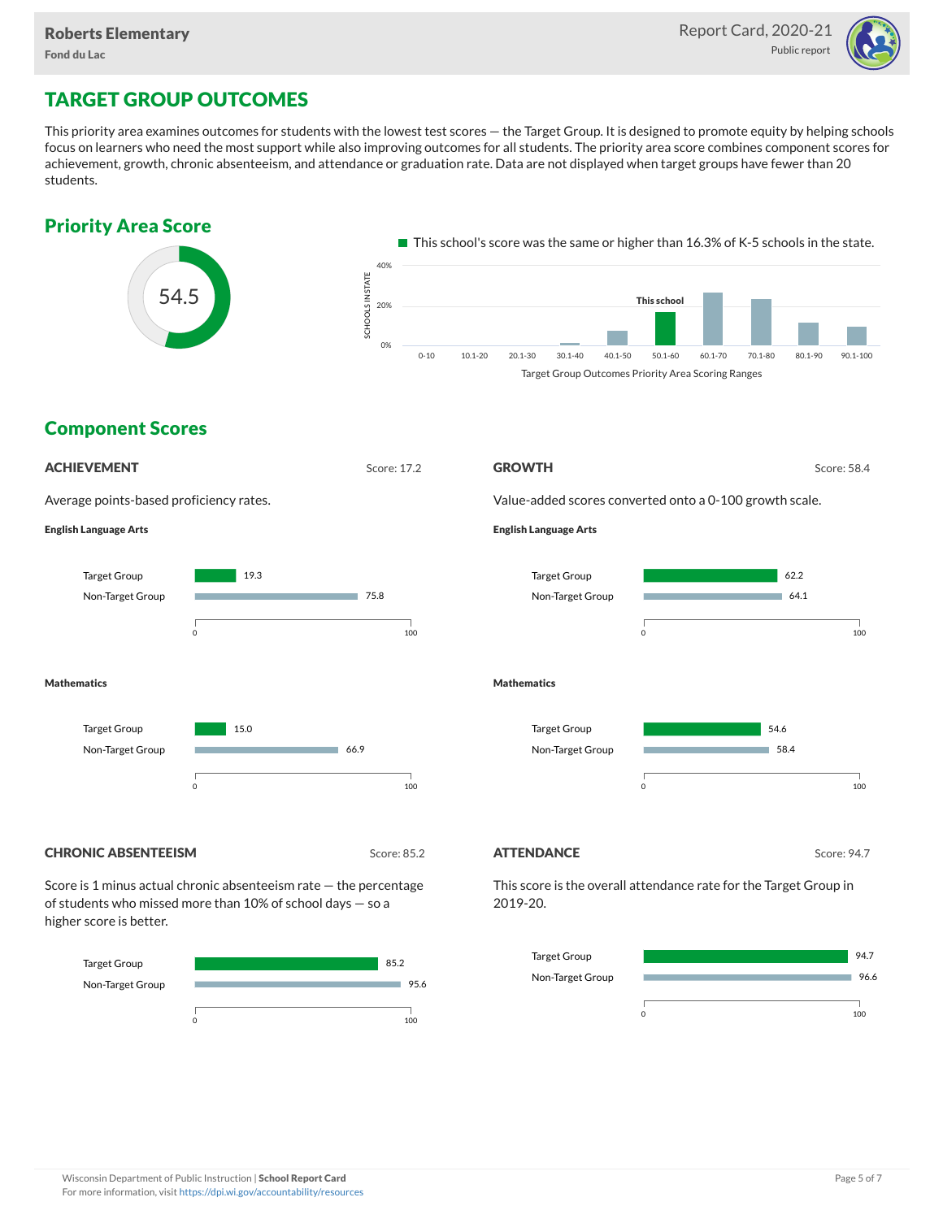Roberts Elementary
Fond du Lac

Report Card, 2020-21
Public report

# TARGET GROUP OUTCOMES

This priority area examines outcomes for students with the lowest test scores — the Target Group. It is designed to promote equity by helping schools focus on learners who need the most support while also improving outcomes for all students. The priority area score combines component scores for achievement, growth, chronic absenteeism, and attendance or graduation rate. Data are not displayed when target groups have fewer than 20 students.

## Priority Area Score

54.5

This school's score was the same or higher than 16.3% of K-5 schools in the state.

SCHOOLS IN STATE
40%
20%
0%
This school
0-10
10.1-20
20.1-30
30.1-40
40.1-50
50.1-60
60.1-70
70.1-80
80.1-90
90.1-100
Target Group Outcomes Priority Area Scoring Ranges

## Component Scores

### ACHIEVEMENT

Score: 17.2

Average points-based proficiency rates.

**English Language Arts**

Target Group 19.3
Non-Target Group 75.8
0
100

**Mathematics**

Target Group 15.0
Non-Target Group 66.9
0
100

### GROWTH

Score: 58.4

Value-added scores converted onto a 0-100 growth scale.

**English Language Arts**

Target Group 62.2
Non-Target Group 64.1
0
100

**Mathematics**

Target Group 54.6
Non-Target Group 58.4
0
100

### CHRONIC ABSENTEEISM

Score: 85.2

Score is 1 minus actual chronic absenteeism rate — the percentage of students who missed more than 10% of school days — so a higher score is better.

Target Group 85.2
Non-Target Group 95.6
0
100

### ATTENDANCE

Score: 94.7

This score is the overall attendance rate for the Target Group in 2019-20.

Target Group 94.7
Non-Target Group 96.6
0
100

Wisconsin Department of Public Instruction | **School Report Card**
For more information, visit https://dpi.wi.gov/accountability/resources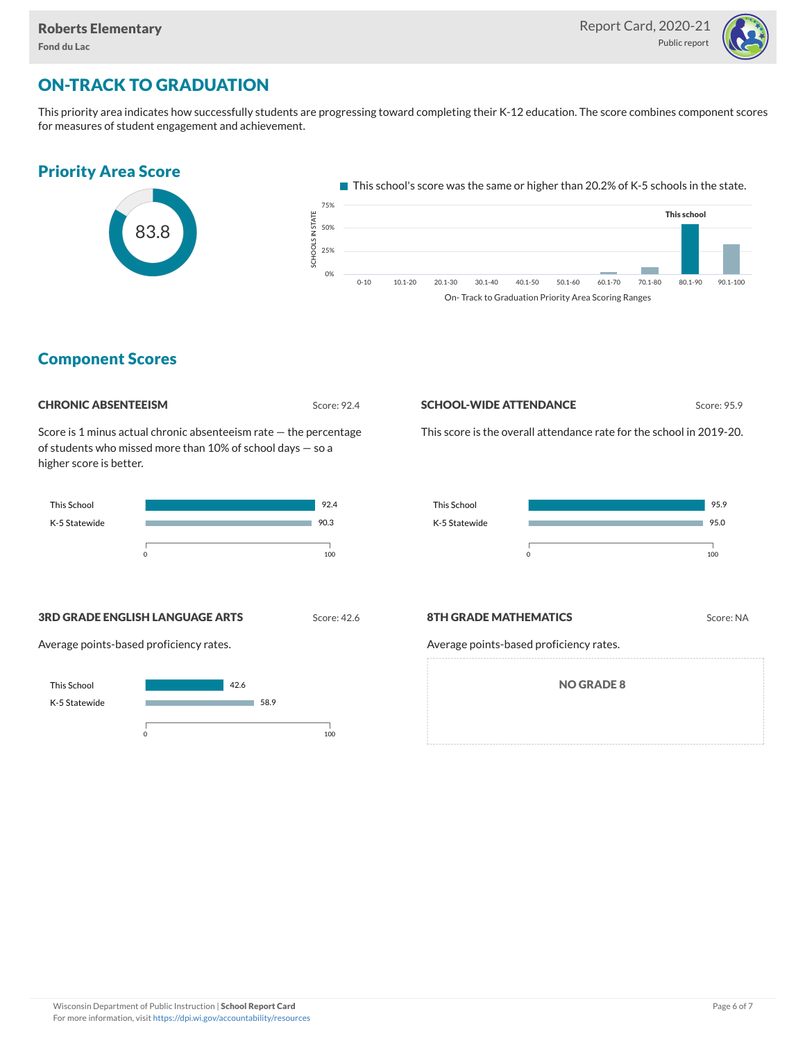# ON-TRACK TO GRADUATION

This priority area indicates how successfully students are progressing toward completing their K-12 education. The score combines component scores for measures of student engagement and achievement.

## Priority Area Score

83.8

This school's score was the same or higher than 20.2% of K-5 schools in the state.

SCHOOLS IN STATE

75%
50%
25%
0%

This school

0-10
10.1-20
20.1-30
30.1-40
40.1-50
50.1-60
60.1-70
70.1-80
80.1-90
90.1-100

On- Track to Graduation Priority Area Scoring Ranges

## Component Scores

### CHRONIC ABSENTEEISM

Score: 92.4

Score is 1 minus actual chronic absenteeism rate — the percentage of students who missed more than 10% of school days — so a higher score is better.

This School 92.4
K-5 Statewide 90.3

0
100

### SCHOOL-WIDE ATTENDANCE

Score: 95.9

This score is the overall attendance rate for the school in 2019-20.

This School 95.9
K-5 Statewide 95.0

0
100

### 3RD GRADE ENGLISH LANGUAGE ARTS

Score: 42.6

Average points-based proficiency rates.

This School 42.6
K-5 Statewide 58.9

0
100

### 8TH GRADE MATHEMATICS

Score: NA

Average points-based proficiency rates.

**NO GRADE 8**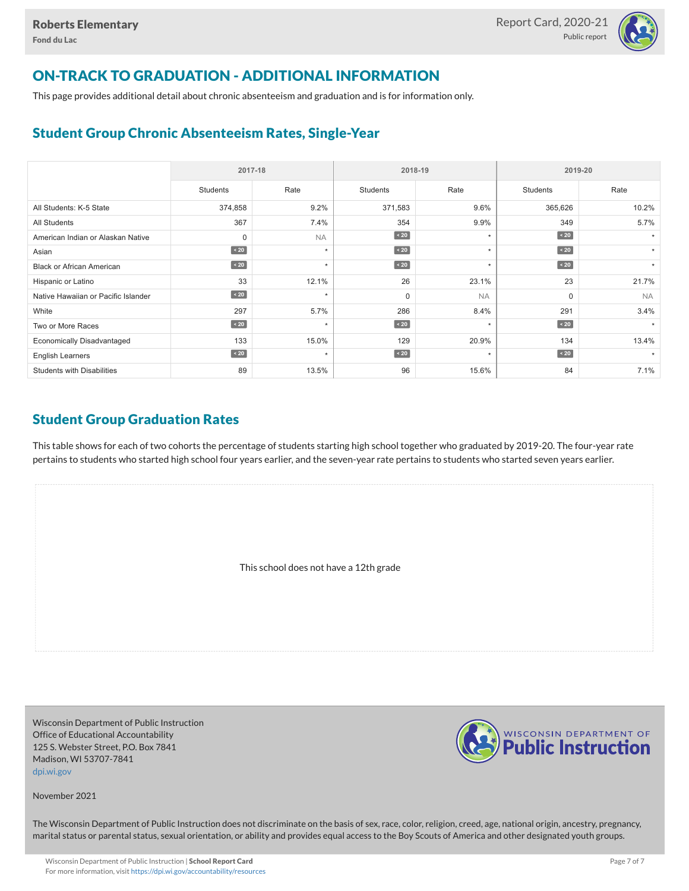## ON-TRACK TO GRADUATION - ADDITIONAL INFORMATION

This page provides additional detail about chronic absenteeism and graduation and is for information only.

### Student Group Chronic Absenteeism Rates, Single-Year

| | 2017-18 | | 2018-19 | | 2019-20 | |
|---|---|---|---|---|---|---|
| | Students | Rate | Students | Rate | Students | Rate |
| All Students: K-5 State | 374,858 | 9.2% | 371,583 | 9.6% | 365,626 | 10.2% |
| All Students | 367 | 7.4% | 354 | 9.9% | 349 | 5.7% |
| American Indian or Alaskan Native | 0 | NA | < 20 | * | < 20 | * |
| Asian | < 20 | * | < 20 | * | < 20 | * |
| Black or African American | < 20 | * | < 20 | * | < 20 | * |
| Hispanic or Latino | 33 | 12.1% | 26 | 23.1% | 23 | 21.7% |
| Native Hawaiian or Pacific Islander | < 20 | * | 0 | NA | 0 | NA |
| White | 297 | 5.7% | 286 | 8.4% | 291 | 3.4% |
| Two or More Races | < 20 | * | < 20 | * | < 20 | * |
| Economically Disadvantaged | 133 | 15.0% | 129 | 20.9% | 134 | 13.4% |
| English Learners | < 20 | * | < 20 | * | < 20 | * |
| Students with Disabilities | 89 | 13.5% | 96 | 15.6% | 84 | 7.1% |

### Student Group Graduation Rates

This table shows for each of two cohorts the percentage of students starting high school together who graduated by 2019-20. The four-year rate pertains to students who started high school four years earlier, and the seven-year rate pertains to students who started seven years earlier.

This school does not have a 12th grade

Wisconsin Department of Public Instruction
Office of Educational Accountability
125 S. Webster Street, P.O. Box 7841
Madison, WI 53707-7841
dpi.wi.gov

November 2021

The Wisconsin Department of Public Instruction does not discriminate on the basis of sex, race, color, religion, creed, age, national origin, ancestry, pregnancy, marital status or parental status, sexual orientation, or ability and provides equal access to the Boy Scouts of America and other designated youth groups.